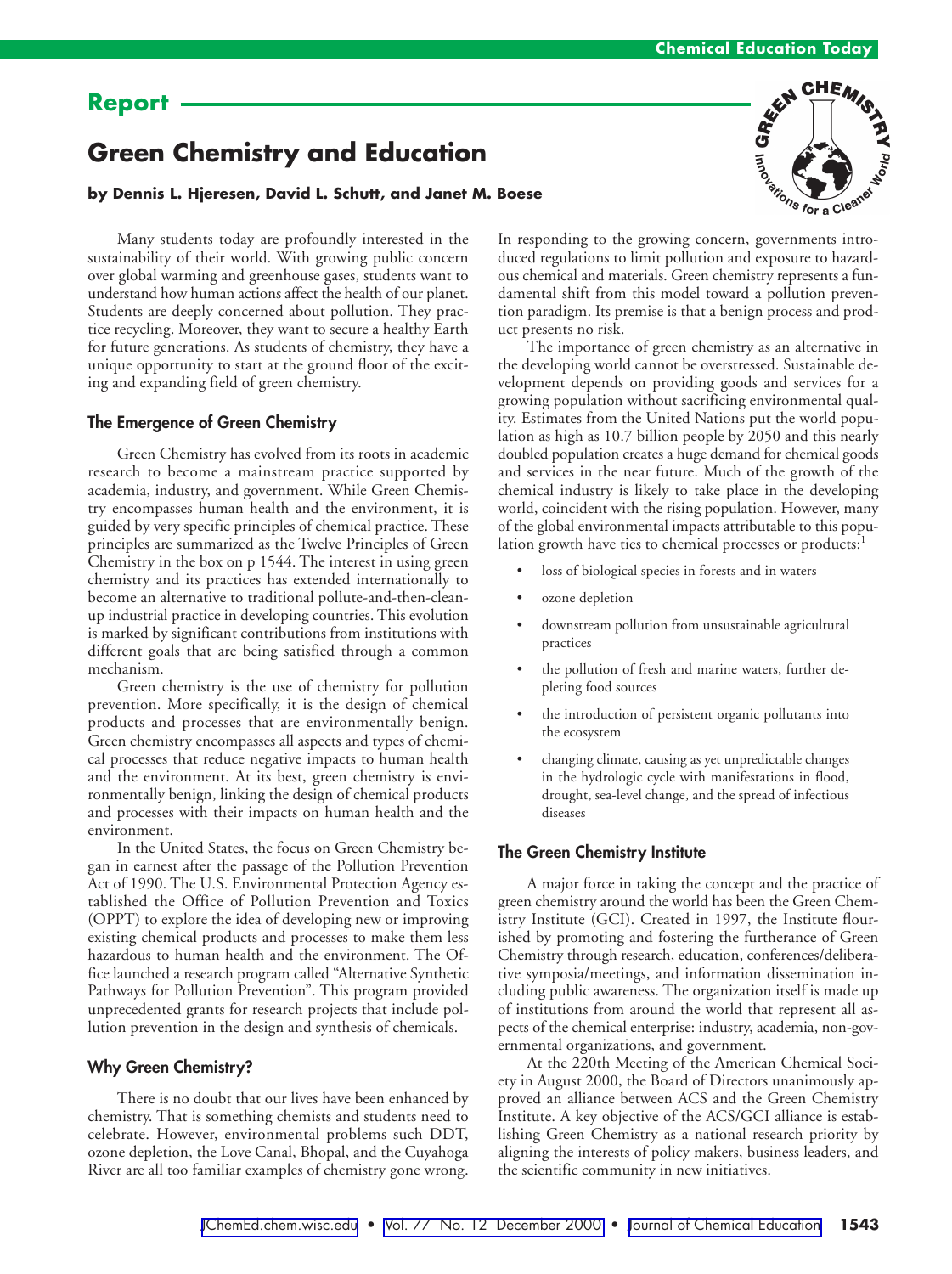## Report

# Green Chemistry and Education

**by Dennis L. Hjeresen, David L. Schutt, and Janet M. Boese**

Many students today are profoundly interested in the sustainability of their world. With growing public concern over global warming and greenhouse gases, students want to understand how human actions affect the health of our planet. Students are deeply concerned about pollution. They practice recycling. Moreover, they want to secure a healthy Earth for future generations. As students of chemistry, they have a unique opportunity to start at the ground floor of the exciting and expanding field of green chemistry.

### The Emergence of Green Chemistry

Green Chemistry has evolved from its roots in academic research to become a mainstream practice supported by academia, industry, and government. While Green Chemistry encompasses human health and the environment, it is guided by very specific principles of chemical practice. These principles are summarized as the Twelve Principles of Green Chemistry in the box on p 1544. The interest in using green chemistry and its practices has extended internationally to become an alternative to traditional pollute-and-then-cleanup industrial practice in developing countries. This evolution is marked by significant contributions from institutions with different goals that are being satisfied through a common mechanism.

Green chemistry is the use of chemistry for pollution prevention. More specifically, it is the design of chemical products and processes that are environmentally benign. Green chemistry encompasses all aspects and types of chemical processes that reduce negative impacts to human health and the environment. At its best, green chemistry is environmentally benign, linking the design of chemical products and processes with their impacts on human health and the environment.

In the United States, the focus on Green Chemistry began in earnest after the passage of the Pollution Prevention Act of 1990. The U.S. Environmental Protection Agency established the Office of Pollution Prevention and Toxics (OPPT) to explore the idea of developing new or improving existing chemical products and processes to make them less hazardous to human health and the environment. The Office launched a research program called "Alternative Synthetic Pathways for Pollution Prevention". This program provided unprecedented grants for research projects that include pollution prevention in the design and synthesis of chemicals.

### Why Green Chemistry?

There is no doubt that our lives have been enhanced by chemistry. That is something chemists and students need to celebrate. However, environmental problems such DDT, ozone depletion, the Love Canal, Bhopal, and the Cuyahoga River are all too familiar examples of chemistry gone wrong. In responding to the growing concern, governments introduced regulations to limit pollution and exposure to hazardous chemical and materials. Green chemistry represents a fundamental shift from this model toward a pollution prevention paradigm. Its premise is that a benign process and product presents no risk.

The importance of green chemistry as an alternative in the developing world cannot be overstressed. Sustainable development depends on providing goods and services for a growing population without sacrificing environmental quality. Estimates from the United Nations put the world population as high as 10.7 billion people by 2050 and this nearly doubled population creates a huge demand for chemical goods and services in the near future. Much of the growth of the chemical industry is likely to take place in the developing world, coincident with the rising population. However, many of the global environmental impacts attributable to this population growth have ties to chemical processes or products:[1]

- loss of biological species in forests and in waters
- ozone depletion
- downstream pollution from unsustainable agricultural practices
- the pollution of fresh and marine waters, further depleting food sources
- the introduction of persistent organic pollutants into the ecosystem
- changing climate, causing as yet unpredictable changes in the hydrologic cycle with manifestations in flood, drought, sea-level change, and the spread of infectious diseases

### The Green Chemistry Institute

A major force in taking the concept and the practice of green chemistry around the world has been the Green Chemistry Institute (GCI). Created in 1997, the Institute flourished by promoting and fostering the furtherance of Green Chemistry through research, education, conferences/deliberative symposia/meetings, and information dissemination including public awareness. The organization itself is made up of institutions from around the world that represent all aspects of the chemical enterprise: industry, academia, non-governmental organizations, and government.

At the 220th Meeting of the American Chemical Society in August 2000, the Board of Directors unanimously approved an alliance between ACS and the Green Chemistry Institute. A key objective of the ACS/GCI alliance is establishing Green Chemistry as a national research priority by aligning the interests of policy makers, business leaders, and the scientific community in new initiatives.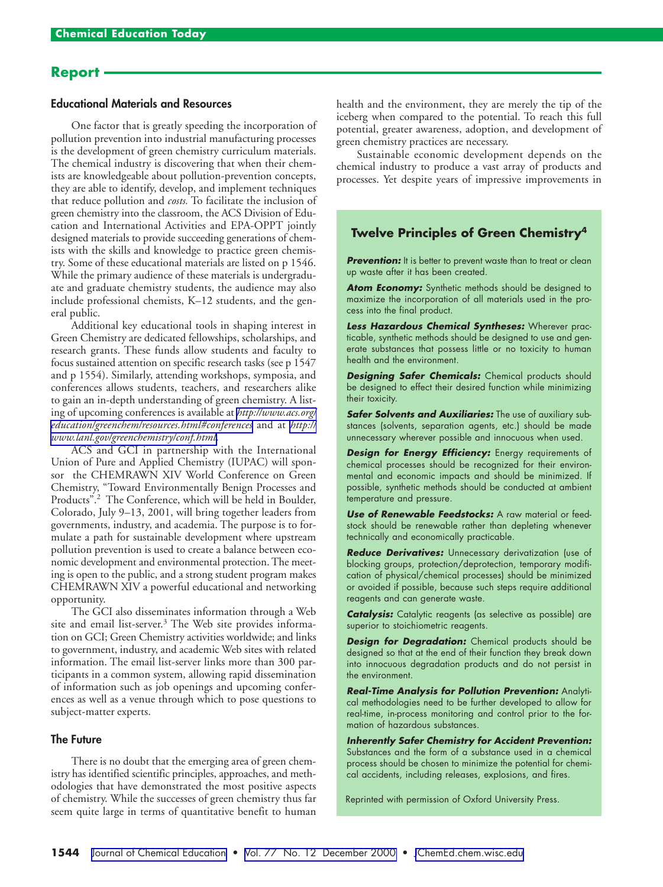## Educational Materials and Resources

One factor that is greatly speeding the incorporation of pollution prevention into industrial manufacturing processes is the development of green chemistry curriculum materials. The chemical industry is discovering that when their chemists are knowledgeable about pollution-prevention concepts, they are able to identify, develop, and implement techniques that reduce pollution and *costs.* To facilitate the inclusion of green chemistry into the classroom, the ACS Division of Education and International Activities and EPA-OPPT jointly designed materials to provide succeeding generations of chemists with the skills and knowledge to practice green chemistry. Some of these educational materials are listed on p 1546. While the primary audience of these materials is undergraduate and graduate chemistry students, the audience may also include professional chemists, K–12 students, and the general public.

Additional key educational tools in shaping interest in Green Chemistry are dedicated fellowships, scholarships, and research grants. These funds allow students and faculty to focus sustained attention on specific research tasks (see p 1547 and p 1554). Similarly, attending workshops, symposia, and conferences allows students, teachers, and researchers alike to gain an in-depth understanding of green chemistry. A listing of upcoming conferences is available at *http://www.acs.org/education/greenchem/resources.html#conferences* and at *http://www.lanl.gov/greenchemistry/conf.html.*

ACS and GCI in partnership with the International Union of Pure and Applied Chemistry (IUPAC) will sponsor the CHEMRAWN XIV World Conference on Green Chemistry, "Toward Environmentally Benign Processes and Products".[2] The Conference, which will be held in Boulder, Colorado, July 9–13, 2001, will bring together leaders from governments, industry, and academia. The purpose is to formulate a path for sustainable development where upstream pollution prevention is used to create a balance between economic development and environmental protection. The meeting is open to the public, and a strong student program makes CHEMRAWN XIV a powerful educational and networking opportunity.

The GCI also disseminates information through a Web site and email list-server.[3] The Web site provides information on GCI; Green Chemistry activities worldwide; and links to government, industry, and academic Web sites with related information. The email list-server links more than 300 participants in a common system, allowing rapid dissemination of information such as job openings and upcoming conferences as well as a venue through which to pose questions to subject-matter experts.

## The Future

There is no doubt that the emerging area of green chemistry has identified scientific principles, approaches, and methodologies that have demonstrated the most positive aspects of chemistry. While the successes of green chemistry thus far seem quite large in terms of quantitative benefit to human health and the environment, they are merely the tip of the iceberg when compared to the potential. To reach this full potential, greater awareness, adoption, and development of green chemistry practices are necessary.

Sustainable economic development depends on the chemical industry to produce a vast array of products and processes. Yet despite years of impressive improvements in

### Twelve Principles of Green Chemistry[4]

***Prevention:*** It is better to prevent waste than to treat or clean up waste after it has been created.

***Atom Economy:*** Synthetic methods should be designed to maximize the incorporation of all materials used in the process into the final product.

***Less Hazardous Chemical Syntheses:*** Wherever practicable, synthetic methods should be designed to use and generate substances that possess little or no toxicity to human health and the environment.

***Designing Safer Chemicals:*** Chemical products should be designed to effect their desired function while minimizing their toxicity.

***Safer Solvents and Auxiliaries:*** The use of auxiliary substances (solvents, separation agents, etc.) should be made unnecessary wherever possible and innocuous when used.

***Design for Energy Efficiency:*** Energy requirements of chemical processes should be recognized for their environmental and economic impacts and should be minimized. If possible, synthetic methods should be conducted at ambient temperature and pressure.

***Use of Renewable Feedstocks:*** A raw material or feedstock should be renewable rather than depleting whenever technically and economically practicable.

***Reduce Derivatives:*** Unnecessary derivatization (use of blocking groups, protection/deprotection, temporary modification of physical/chemical processes) should be minimized or avoided if possible, because such steps require additional reagents and can generate waste.

***Catalysis:*** Catalytic reagents (as selective as possible) are superior to stoichiometric reagents.

***Design for Degradation:*** Chemical products should be designed so that at the end of their function they break down into innocuous degradation products and do not persist in the environment.

***Real-Time Analysis for Pollution Prevention:*** Analytical methodologies need to be further developed to allow for real-time, in-process monitoring and control prior to the formation of hazardous substances.

***Inherently Safer Chemistry for Accident Prevention:*** Substances and the form of a substance used in a chemical process should be chosen to minimize the potential for chemical accidents, including releases, explosions, and fires.

Reprinted with permission of Oxford University Press.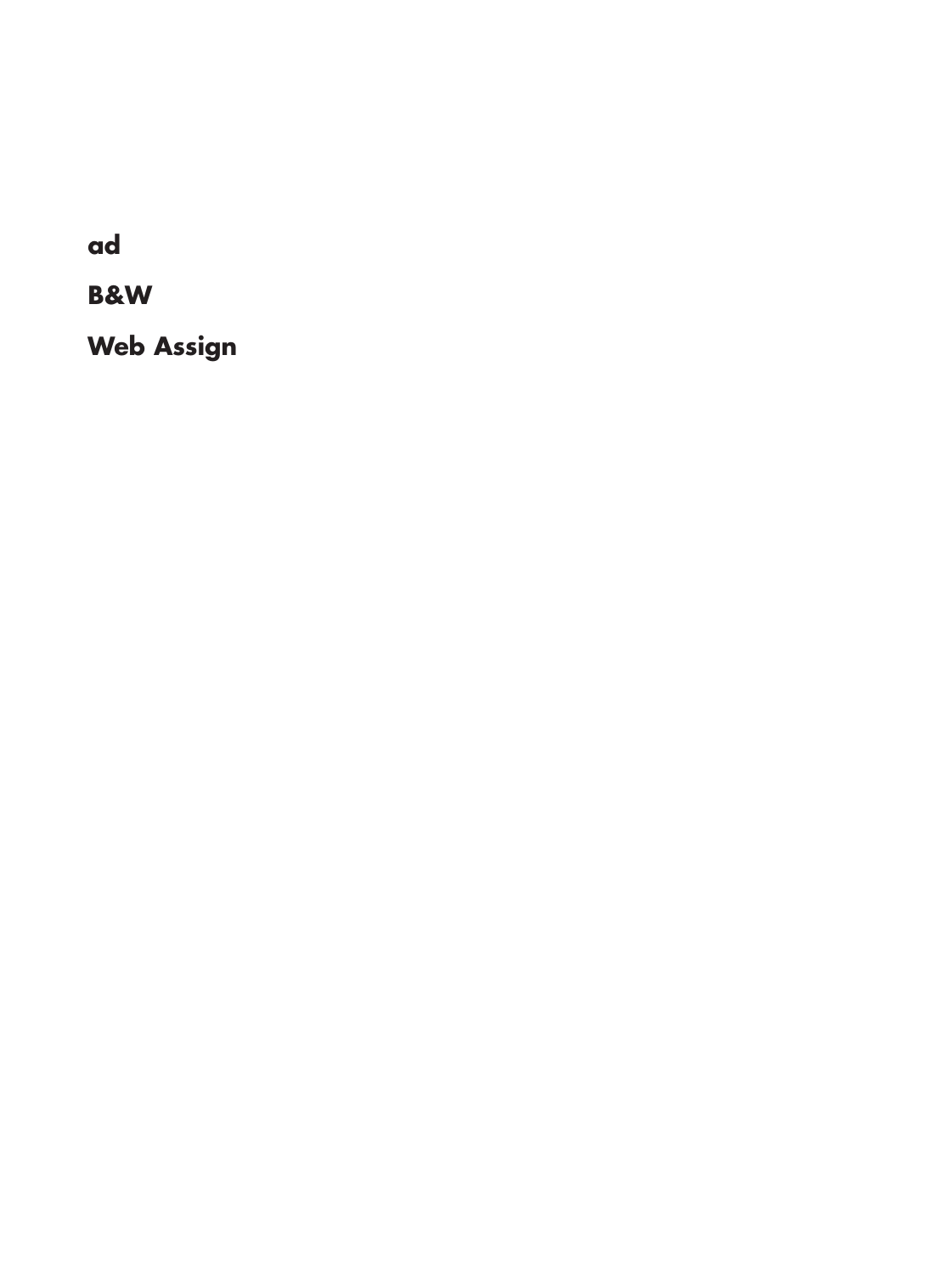**ad**

**B&W**

**Web Assign**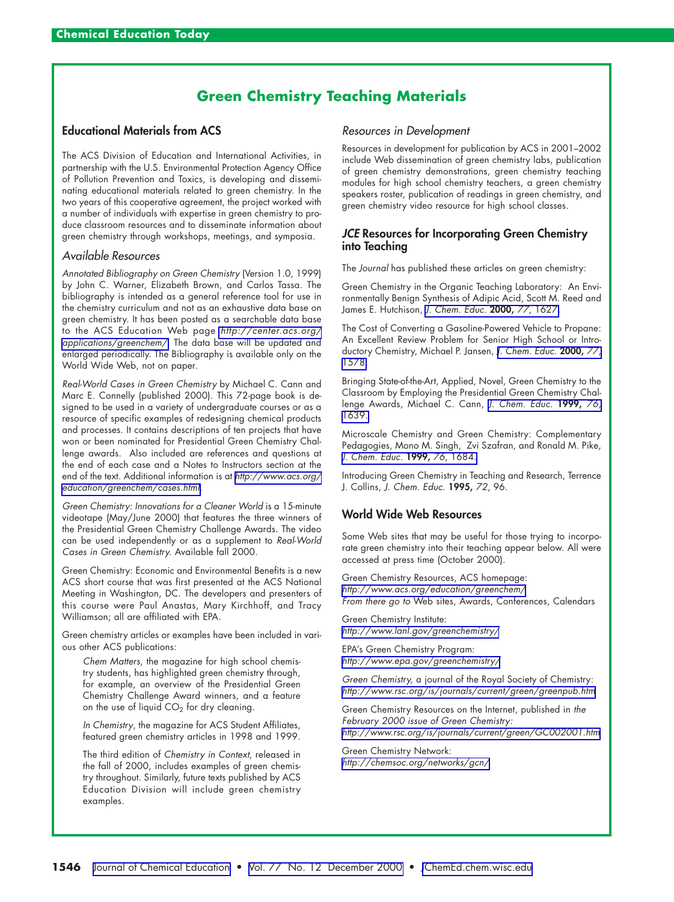# Green Chemistry Teaching Materials

## Educational Materials from ACS

The ACS Division of Education and International Activities, in partnership with the U.S. Environmental Protection Agency Office of Pollution Prevention and Toxics, is developing and disseminating educational materials related to green chemistry. In the two years of this cooperative agreement, the project worked with a number of individuals with expertise in green chemistry to produce classroom resources and to disseminate information about green chemistry through workshops, meetings, and symposia.

### Available Resources

*Annotated Bibliography on Green Chemistry* (Version 1.0, 1999) by John C. Warner, Elizabeth Brown, and Carlos Tassa. The bibliography is intended as a general reference tool for use in the chemistry curriculum and not as an exhaustive data base on green chemistry. It has been posted as a searchable data base to the ACS Education Web page http://center.acs.org/applications/greenchem/. The data base will be updated and enlarged periodically. The Bibliography is available only on the World Wide Web, not on paper.

*Real-World Cases in Green Chemistry* by Michael C. Cann and Marc E. Connelly (published 2000). This 72-page book is designed to be used in a variety of undergraduate courses or as a resource of specific examples of redesigning chemical products and processes. It contains descriptions of ten projects that have won or been nominated for Presidential Green Chemistry Challenge awards. Also included are references and questions at the end of each case and a Notes to Instructors section at the end of the text. Additional information is at http://www.acs.org/education/greenchem/cases.html.

*Green Chemistry: Innovations for a Cleaner World* is a 15-minute videotape (May/June 2000) that features the three winners of the Presidential Green Chemistry Challenge Awards. The video can be used independently or as a supplement to *Real-World Cases in Green Chemistry*. Available fall 2000.

Green Chemistry: Economic and Environmental Benefits is a new ACS short course that was first presented at the ACS National Meeting in Washington, DC. The developers and presenters of this course were Paul Anastas, Mary Kirchhoff, and Tracy Williamson; all are affiliated with EPA.

Green chemistry articles or examples have been included in various other ACS publications:

> *Chem Matters*, the magazine for high school chemistry students, has highlighted green chemistry through, for example, an overview of the Presidential Green Chemistry Challenge Award winners, and a feature on the use of liquid $CO_2$ for dry cleaning.
>
> *In Chemistry*, the magazine for ACS Student Affiliates, featured green chemistry articles in 1998 and 1999.
>
> The third edition of *Chemistry in Context*, released in the fall of 2000, includes examples of green chemistry throughout. Similarly, future texts published by ACS Education Division will include green chemistry examples.

### Resources in Development

Resources in development for publication by ACS in 2001–2002 include Web dissemination of green chemistry labs, publication of green chemistry demonstrations, green chemistry teaching modules for high school chemistry teachers, a green chemistry speakers roster, publication of readings in green chemistry, and green chemistry video resource for high school classes.

## *JCE* Resources for Incorporating Green Chemistry into Teaching

The *Journal* has published these articles on green chemistry:

Green Chemistry in the Organic Teaching Laboratory: An Environmentally Benign Synthesis of Adipic Acid, Scott M. Reed and James E. Hutchison, *J. Chem. Educ.* **2000,** *77*, 1627.

The Cost of Converting a Gasoline-Powered Vehicle to Propane: An Excellent Review Problem for Senior High School or Introductory Chemistry, Michael P. Jansen, *J. Chem. Educ.* **2000,** *77*, 1578.

Bringing State-of-the-Art, Applied, Novel, Green Chemistry to the Classroom by Employing the Presidential Green Chemistry Challenge Awards, Michael C. Cann, *J. Chem. Educ.* **1999,** *76*, 1639.

Microscale Chemistry and Green Chemistry: Complementary Pedagogies, Mono M. Singh, Zvi Szafran, and Ronald M. Pike, *J. Chem. Educ.* **1999,** *76*, 1684.

Introducing Green Chemistry in Teaching and Research, Terrence J. Collins, *J. Chem. Educ.* **1995,** *72*, 96.

## World Wide Web Resources

Some Web sites that may be useful for those trying to incorporate green chemistry into their teaching appear below. All were accessed at press time (October 2000).

Green Chemistry Resources, ACS homepage:
http://www.acs.org/education/greenchem/
*From there go to* Web sites, Awards, Conferences, Calendars

Green Chemistry Institute:
http://www.lanl.gov/greenchemistry/

EPA's Green Chemistry Program:
http://www.epa.gov/greenchemistry/

*Green Chemistry*, a journal of the Royal Society of Chemistry:
http://www.rsc.org/is/journals/current/green/greenpub.htm

Green Chemistry Resources on the Internet, published in *the February 2000 issue of Green Chemistry:*
http://www.rsc.org/is/journals/current/green/GC002001.htm

Green Chemistry Network:
http://chemsoc.org/networks/gcn/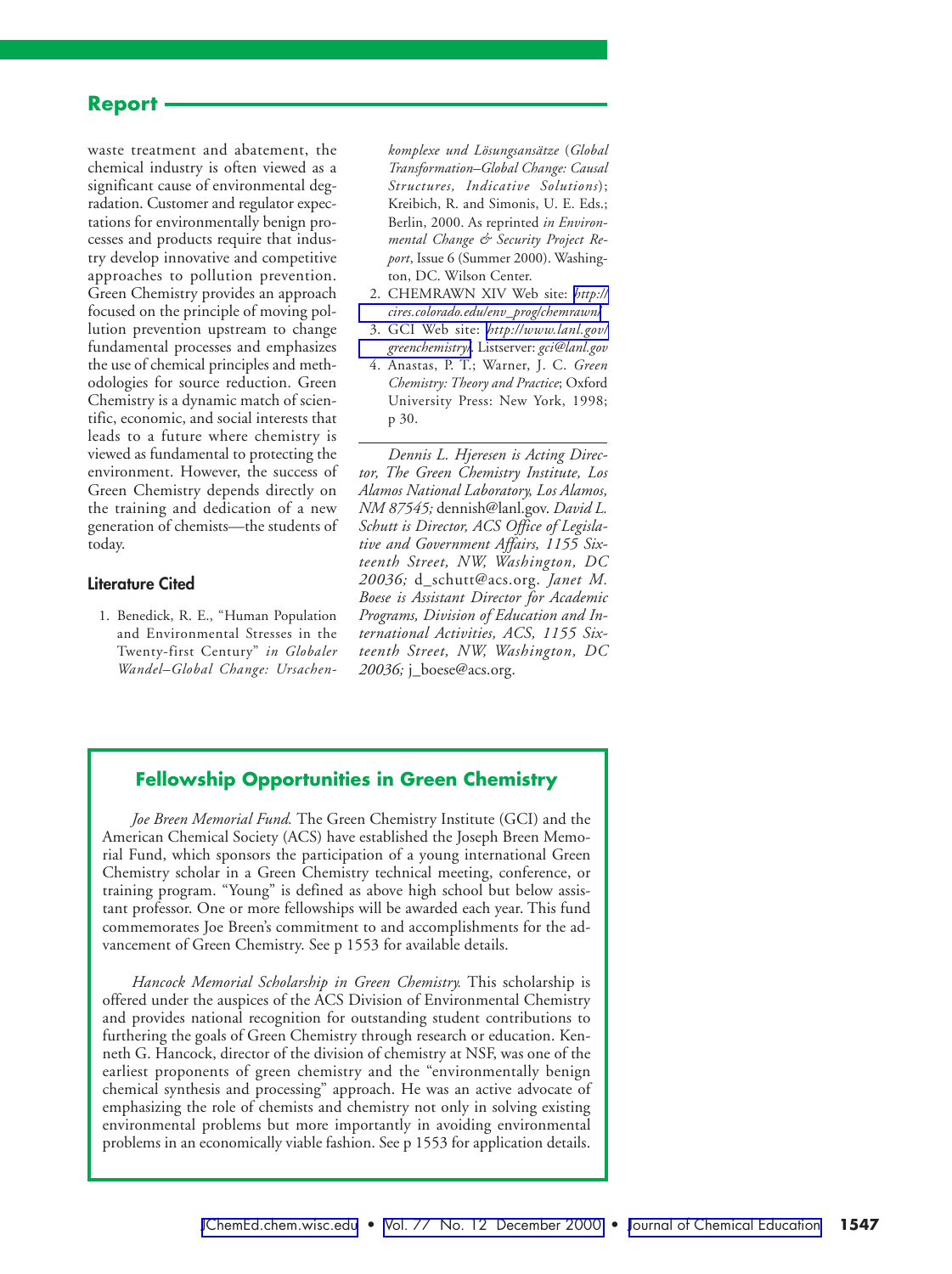waste treatment and abatement, the chemical industry is often viewed as a significant cause of environmental degradation. Customer and regulator expectations for environmentally benign processes and products require that industry develop innovative and competitive approaches to pollution prevention. Green Chemistry provides an approach focused on the principle of moving pollution prevention upstream to change fundamental processes and emphasizes the use of chemical principles and methodologies for source reduction. Green Chemistry is a dynamic match of scientific, economic, and social interests that leads to a future where chemistry is viewed as fundamental to protecting the environment. However, the success of Green Chemistry depends directly on the training and dedication of a new generation of chemists—the students of today.

### Literature Cited

1. Benedick, R. E., "Human Population and Environmental Stresses in the Twenty-first Century" *in Globaler Wandel–Global Change: Ursachenkomplexe und Lösungsansätze* (*Global Transformation–Global Change: Causal Structures, Indicative Solutions*); Kreibich, R. and Simonis, U. E. Eds.; Berlin, 2000. As reprinted *in Environmental Change & Security Project Report*, Issue 6 (Summer 2000). Washington, DC. Wilson Center.
2. CHEMRAWN XIV Web site: *http://cires.colorado.edu/env_prog/chemrawn/*
3. GCI Web site: *http://www.lanl.gov/greenchemistry/*. Listserver: *gci@lanl.gov*
4. Anastas, P. T.; Warner, J. C. *Green Chemistry: Theory and Practice*; Oxford University Press: New York, 1998; p 30.

---

*Dennis L. Hjeresen is Acting Director, The Green Chemistry Institute, Los Alamos National Laboratory, Los Alamos, NM 87545;* dennish@lanl.gov. *David L. Schutt is Director, ACS Office of Legislative and Government Affairs, 1155 Sixteenth Street, NW, Washington, DC 20036;* d_schutt@acs.org. *Janet M. Boese is Assistant Director for Academic Programs, Division of Education and International Activities, ACS, 1155 Sixteenth Street, NW, Washington, DC 20036;* j_boese@acs.org.

## Fellowship Opportunities in Green Chemistry

*Joe Breen Memorial Fund.* The Green Chemistry Institute (GCI) and the American Chemical Society (ACS) have established the Joseph Breen Memorial Fund, which sponsors the participation of a young international Green Chemistry scholar in a Green Chemistry technical meeting, conference, or training program. "Young" is defined as above high school but below assistant professor. One or more fellowships will be awarded each year. This fund commemorates Joe Breen's commitment to and accomplishments for the advancement of Green Chemistry. See p 1553 for available details.

*Hancock Memorial Scholarship in Green Chemistry.* This scholarship is offered under the auspices of the ACS Division of Environmental Chemistry and provides national recognition for outstanding student contributions to furthering the goals of Green Chemistry through research or education. Kenneth G. Hancock, director of the division of chemistry at NSF, was one of the earliest proponents of green chemistry and the "environmentally benign chemical synthesis and processing" approach. He was an active advocate of emphasizing the role of chemists and chemistry not only in solving existing environmental problems but more importantly in avoiding environmental problems in an economically viable fashion. See p 1553 for application details.